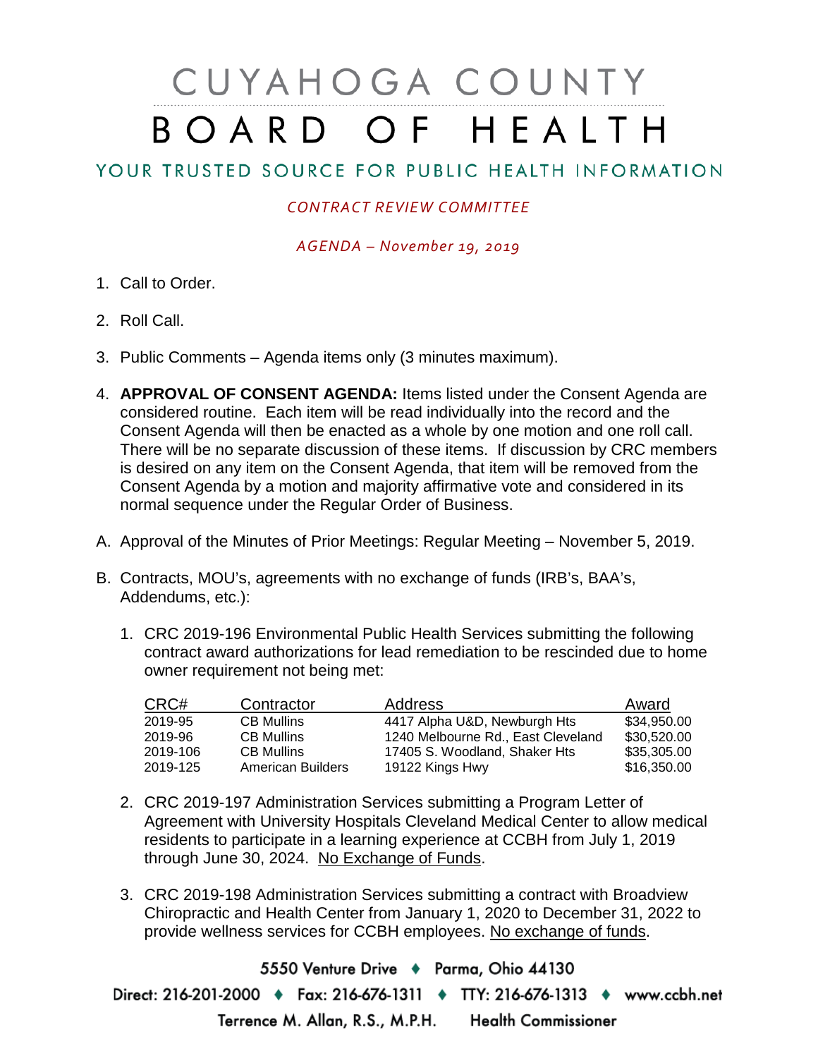# CUYAHOGA COUNTY BOARD OF HEALTH

## YOUR TRUSTED SOURCE FOR PUBLIC HEALTH INFORMATION

*CONTRACT REVIEW COMMITTEE*

*AGENDA – November 19, 2019*

1. Call to Order.
2. Roll Call.
3. Public Comments – Agenda items only (3 minutes maximum).
4. **APPROVAL OF CONSENT AGENDA:** Items listed under the Consent Agenda are considered routine. Each item will be read individually into the record and the Consent Agenda will then be enacted as a whole by one motion and one roll call. There will be no separate discussion of these items. If discussion by CRC members is desired on any item on the Consent Agenda, that item will be removed from the Consent Agenda by a motion and majority affirmative vote and considered in its normal sequence under the Regular Order of Business.

A. Approval of the Minutes of Prior Meetings: Regular Meeting – November 5, 2019.

B. Contracts, MOU's, agreements with no exchange of funds (IRB's, BAA's, Addendums, etc.):

1. CRC 2019-196 Environmental Public Health Services submitting the following contract award authorizations for lead remediation to be rescinded due to home owner requirement not being met:

| CRC# | Contractor | Address | Award |
|---|---|---|---|
| 2019-95 | CB Mullins | 4417 Alpha U&D, Newburgh Hts | $34,950.00 |
| 2019-96 | CB Mullins | 1240 Melbourne Rd., East Cleveland | $30,520.00 |
| 2019-106 | CB Mullins | 17405 S. Woodland, Shaker Hts | $35,305.00 |
| 2019-125 | American Builders | 19122 Kings Hwy | $16,350.00 |

2. CRC 2019-197 Administration Services submitting a Program Letter of Agreement with University Hospitals Cleveland Medical Center to allow medical residents to participate in a learning experience at CCBH from July 1, 2019 through June 30, 2024. No Exchange of Funds.

3. CRC 2019-198 Administration Services submitting a contract with Broadview Chiropractic and Health Center from January 1, 2020 to December 31, 2022 to provide wellness services for CCBH employees. No exchange of funds.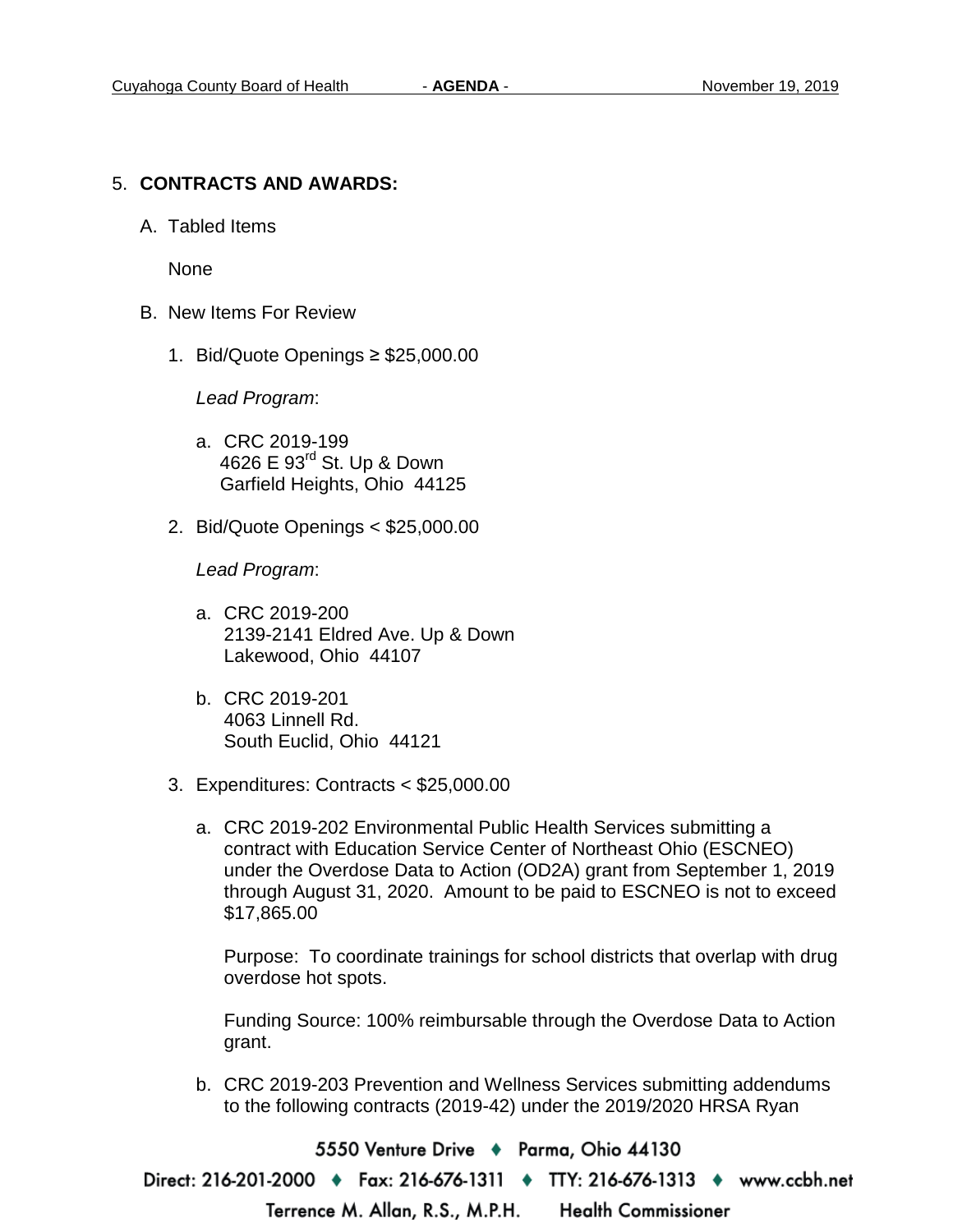5. **CONTRACTS AND AWARDS:**

   A. Tabled Items

      None

   B. New Items For Review

      1. Bid/Quote Openings ≥ $25,000.00

         *Lead Program*:

         a. CRC 2019-199
            4626 E 93rd St. Up & Down
            Garfield Heights, Ohio 44125

      2. Bid/Quote Openings < $25,000.00

         *Lead Program*:

         a. CRC 2019-200
            2139-2141 Eldred Ave. Up & Down
            Lakewood, Ohio 44107

         b. CRC 2019-201
            4063 Linnell Rd.
            South Euclid, Ohio 44121

      3. Expenditures: Contracts < $25,000.00

         a. CRC 2019-202 Environmental Public Health Services submitting a contract with Education Service Center of Northeast Ohio (ESCNEO) under the Overdose Data to Action (OD2A) grant from September 1, 2019 through August 31, 2020. Amount to be paid to ESCNEO is not to exceed $17,865.00

            Purpose: To coordinate trainings for school districts that overlap with drug overdose hot spots.

            Funding Source: 100% reimbursable through the Overdose Data to Action grant.

         b. CRC 2019-203 Prevention and Wellness Services submitting addendums to the following contracts (2019-42) under the 2019/2020 HRSA Ryan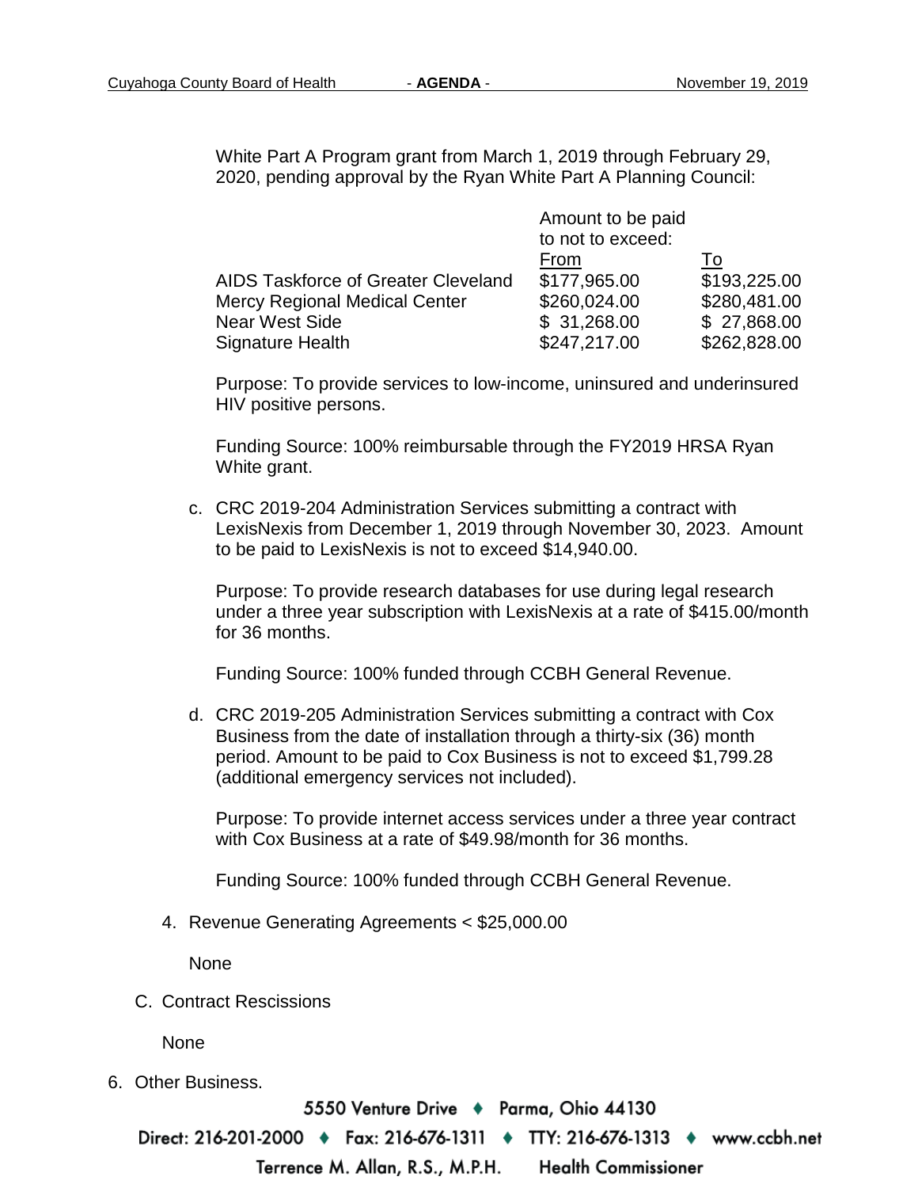White Part A Program grant from March 1, 2019 through February 29, 2020, pending approval by the Ryan White Part A Planning Council:

| | Amount to be paid to not to exceed: | |
|---|---|---|
| | From | To |
| AIDS Taskforce of Greater Cleveland | $177,965.00 | $193,225.00 |
| Mercy Regional Medical Center | $260,024.00 | $280,481.00 |
| Near West Side | $ 31,268.00 | $ 27,868.00 |
| Signature Health | $247,217.00 | $262,828.00 |

Purpose: To provide services to low-income, uninsured and underinsured HIV positive persons.

Funding Source: 100% reimbursable through the FY2019 HRSA Ryan White grant.

c. CRC 2019-204 Administration Services submitting a contract with LexisNexis from December 1, 2019 through November 30, 2023. Amount to be paid to LexisNexis is not to exceed $14,940.00.

   Purpose: To provide research databases for use during legal research under a three year subscription with LexisNexis at a rate of $415.00/month for 36 months.

   Funding Source: 100% funded through CCBH General Revenue.

d. CRC 2019-205 Administration Services submitting a contract with Cox Business from the date of installation through a thirty-six (36) month period. Amount to be paid to Cox Business is not to exceed $1,799.28 (additional emergency services not included).

   Purpose: To provide internet access services under a three year contract with Cox Business at a rate of $49.98/month for 36 months.

   Funding Source: 100% funded through CCBH General Revenue.

4. Revenue Generating Agreements < $25,000.00

   None

C. Contract Rescissions

   None

6. Other Business.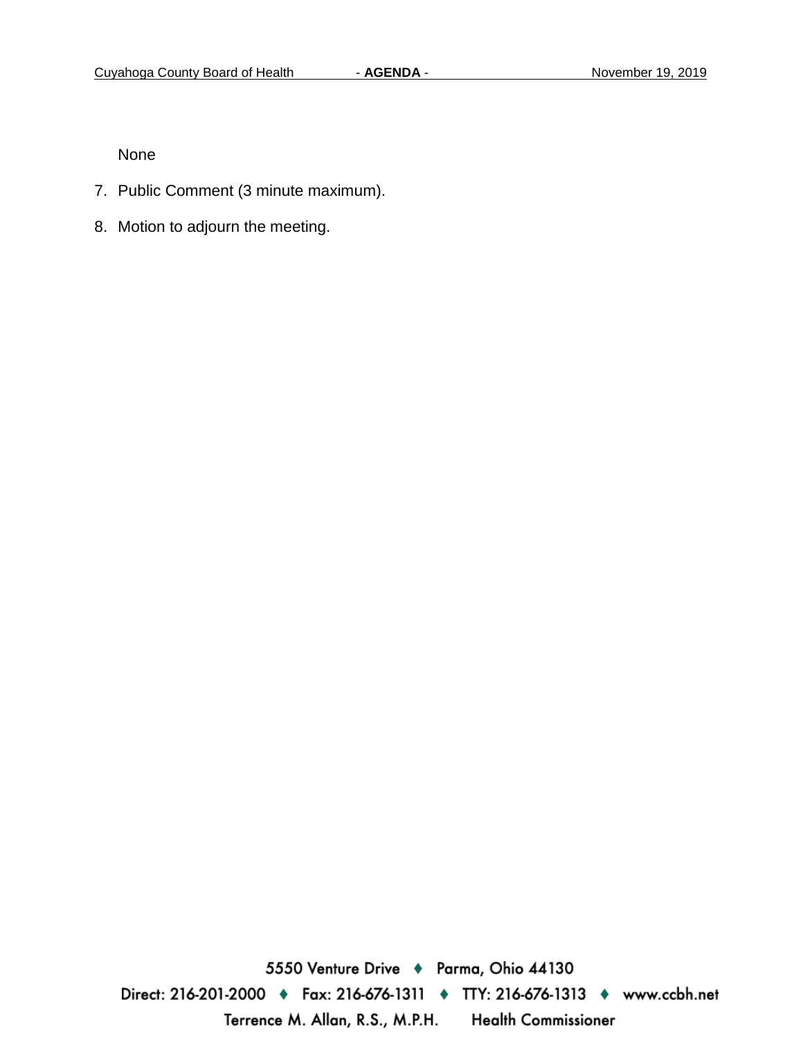None

7. Public Comment (3 minute maximum).
8. Motion to adjourn the meeting.